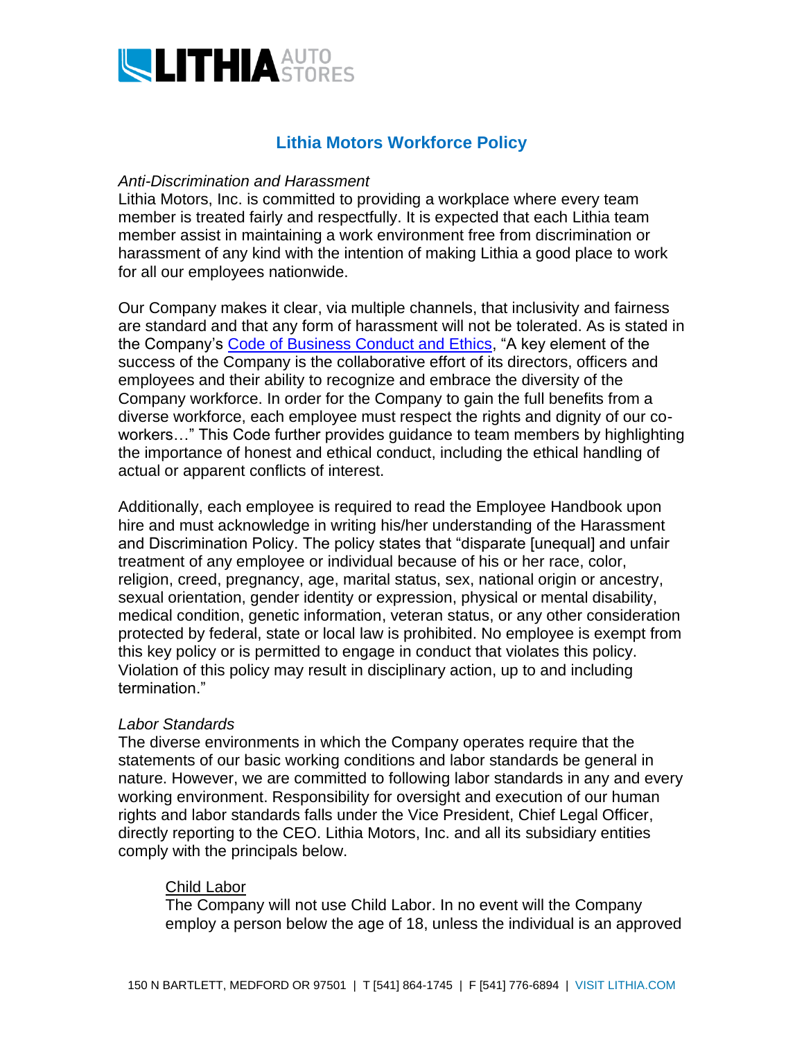# Lithia Motors Workforce Policy

*Anti-Discrimination and Harassment*

Lithia Motors, Inc. is committed to providing a workplace where every team member is treated fairly and respectfully. It is expected that each Lithia team member assist in maintaining a work environment free from discrimination or harassment of any kind with the intention of making Lithia a good place to work for all our employees nationwide.

Our Company makes it clear, via multiple channels, that inclusivity and fairness are standard and that any form of harassment will not be tolerated. As is stated in the Company's Code of Business Conduct and Ethics, "A key element of the success of the Company is the collaborative effort of its directors, officers and employees and their ability to recognize and embrace the diversity of the Company workforce. In order for the Company to gain the full benefits from a diverse workforce, each employee must respect the rights and dignity of our co-workers…" This Code further provides guidance to team members by highlighting the importance of honest and ethical conduct, including the ethical handling of actual or apparent conflicts of interest.

Additionally, each employee is required to read the Employee Handbook upon hire and must acknowledge in writing his/her understanding of the Harassment and Discrimination Policy. The policy states that "disparate [unequal] and unfair treatment of any employee or individual because of his or her race, color, religion, creed, pregnancy, age, marital status, sex, national origin or ancestry, sexual orientation, gender identity or expression, physical or mental disability, medical condition, genetic information, veteran status, or any other consideration protected by federal, state or local law is prohibited. No employee is exempt from this key policy or is permitted to engage in conduct that violates this policy. Violation of this policy may result in disciplinary action, up to and including termination."

*Labor Standards*

The diverse environments in which the Company operates require that the statements of our basic working conditions and labor standards be general in nature. However, we are committed to following labor standards in any and every working environment. Responsibility for oversight and execution of our human rights and labor standards falls under the Vice President, Chief Legal Officer, directly reporting to the CEO. Lithia Motors, Inc. and all its subsidiary entities comply with the principals below.

<u>Child Labor</u>

The Company will not use Child Labor. In no event will the Company employ a person below the age of 18, unless the individual is an approved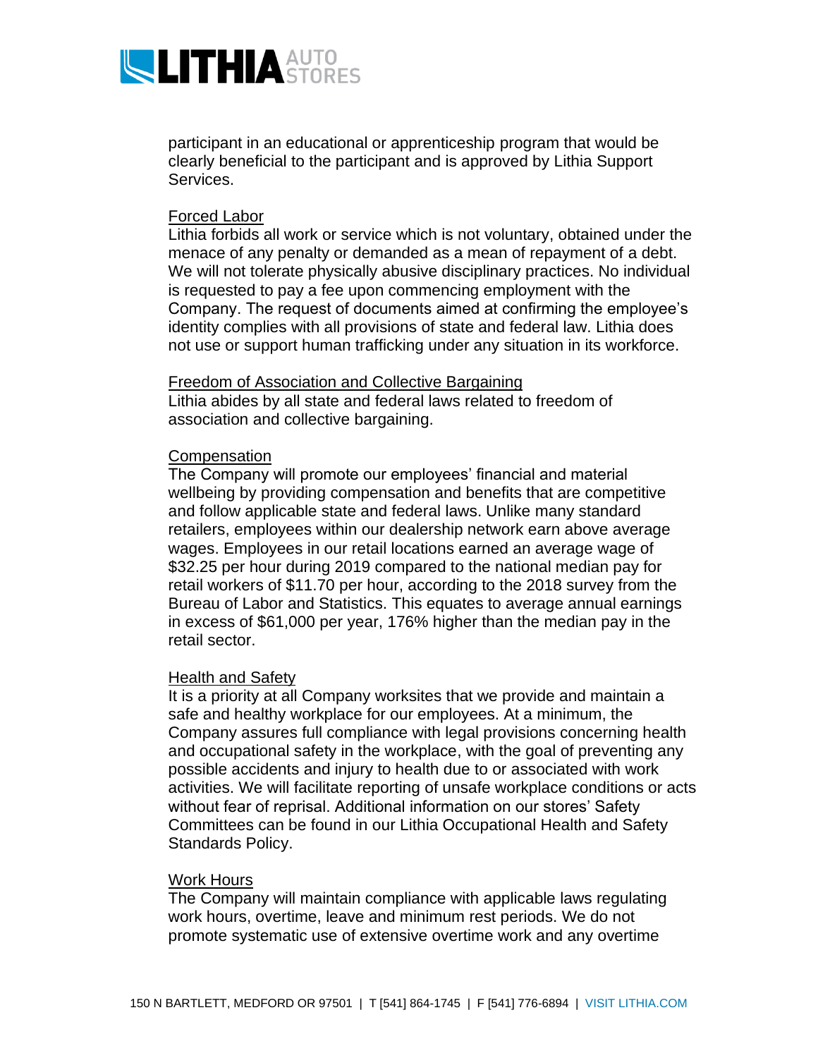participant in an educational or apprenticeship program that would be clearly beneficial to the participant and is approved by Lithia Support Services.

### Forced Labor

Lithia forbids all work or service which is not voluntary, obtained under the menace of any penalty or demanded as a mean of repayment of a debt. We will not tolerate physically abusive disciplinary practices. No individual is requested to pay a fee upon commencing employment with the Company. The request of documents aimed at confirming the employee's identity complies with all provisions of state and federal law. Lithia does not use or support human trafficking under any situation in its workforce.

### Freedom of Association and Collective Bargaining

Lithia abides by all state and federal laws related to freedom of association and collective bargaining.

### Compensation

The Company will promote our employees' financial and material wellbeing by providing compensation and benefits that are competitive and follow applicable state and federal laws. Unlike many standard retailers, employees within our dealership network earn above average wages. Employees in our retail locations earned an average wage of $32.25 per hour during 2019 compared to the national median pay for retail workers of $11.70 per hour, according to the 2018 survey from the Bureau of Labor and Statistics. This equates to average annual earnings in excess of $61,000 per year, 176% higher than the median pay in the retail sector.

### Health and Safety

It is a priority at all Company worksites that we provide and maintain a safe and healthy workplace for our employees. At a minimum, the Company assures full compliance with legal provisions concerning health and occupational safety in the workplace, with the goal of preventing any possible accidents and injury to health due to or associated with work activities. We will facilitate reporting of unsafe workplace conditions or acts without fear of reprisal. Additional information on our stores' Safety Committees can be found in our Lithia Occupational Health and Safety Standards Policy.

### Work Hours

The Company will maintain compliance with applicable laws regulating work hours, overtime, leave and minimum rest periods. We do not promote systematic use of extensive overtime work and any overtime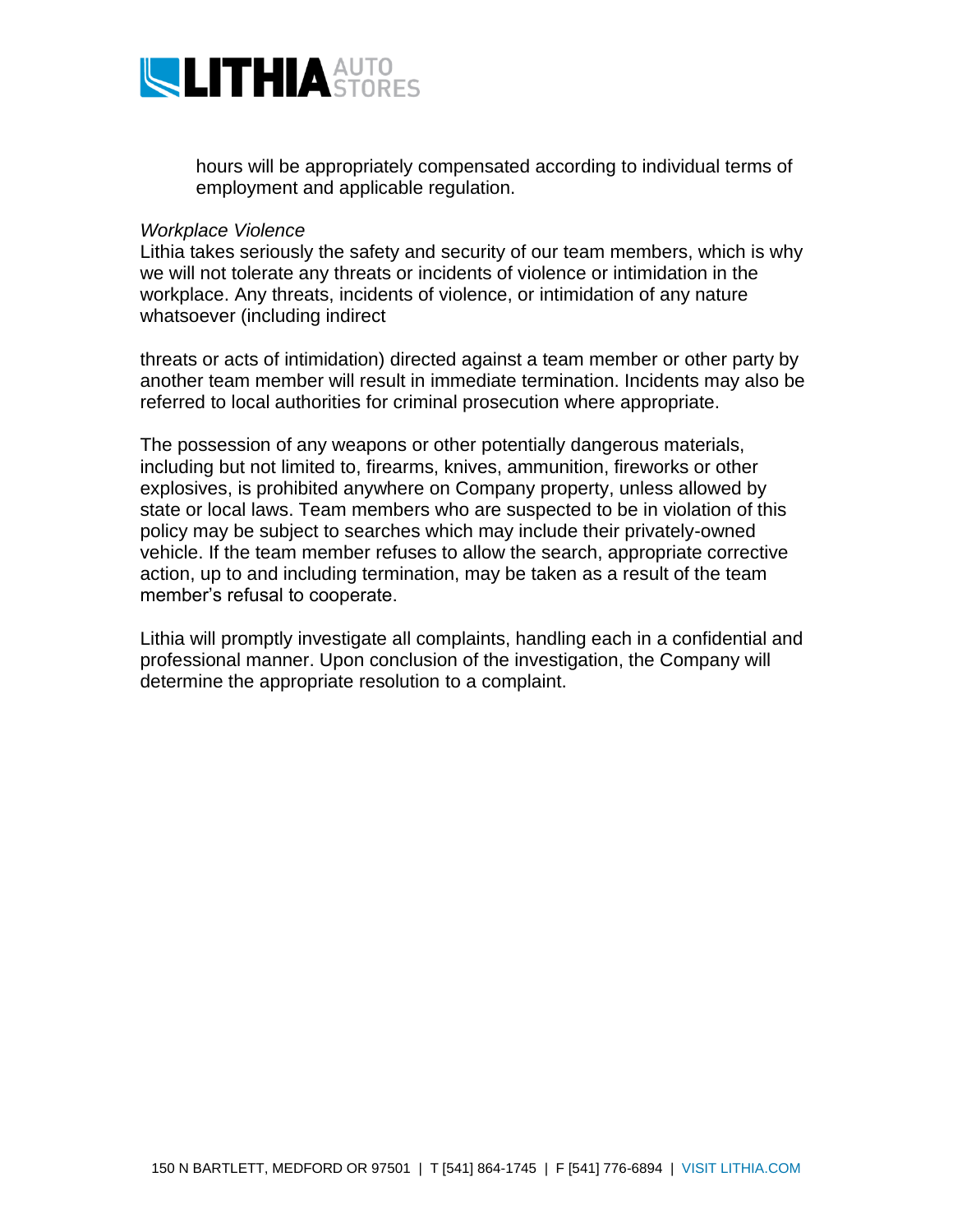hours will be appropriately compensated according to individual terms of employment and applicable regulation.

*Workplace Violence*

Lithia takes seriously the safety and security of our team members, which is why we will not tolerate any threats or incidents of violence or intimidation in the workplace. Any threats, incidents of violence, or intimidation of any nature whatsoever (including indirect threats or acts of intimidation) directed against a team member or other party by another team member will result in immediate termination. Incidents may also be referred to local authorities for criminal prosecution where appropriate.

The possession of any weapons or other potentially dangerous materials, including but not limited to, firearms, knives, ammunition, fireworks or other explosives, is prohibited anywhere on Company property, unless allowed by state or local laws. Team members who are suspected to be in violation of this policy may be subject to searches which may include their privately-owned vehicle. If the team member refuses to allow the search, appropriate corrective action, up to and including termination, may be taken as a result of the team member's refusal to cooperate.

Lithia will promptly investigate all complaints, handling each in a confidential and professional manner. Upon conclusion of the investigation, the Company will determine the appropriate resolution to a complaint.